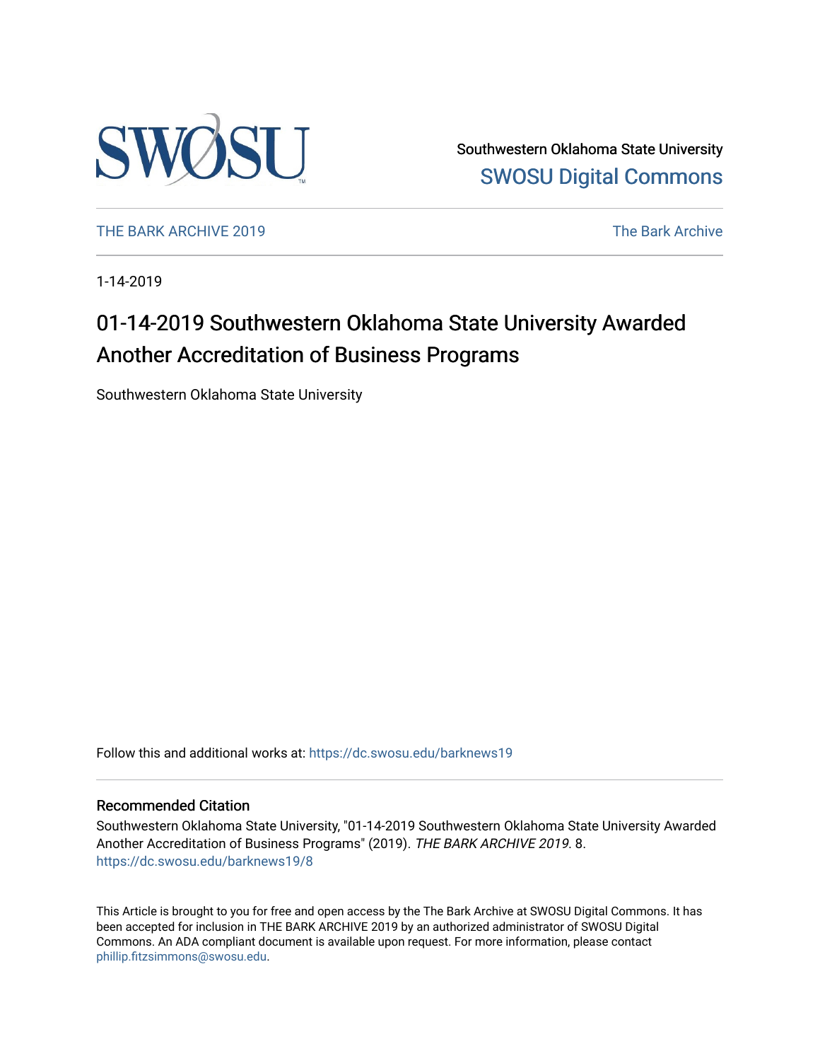Southwestern Oklahoma State University
SWOSU Digital Commons

THE BARK ARCHIVE 2019 The Bark Archive

1-14-2019

# 01-14-2019 Southwestern Oklahoma State University Awarded Another Accreditation of Business Programs

Southwestern Oklahoma State University

Follow this and additional works at: https://dc.swosu.edu/barknews19

## Recommended Citation

Southwestern Oklahoma State University, "01-14-2019 Southwestern Oklahoma State University Awarded Another Accreditation of Business Programs" (2019). *THE BARK ARCHIVE 2019*. 8.
https://dc.swosu.edu/barknews19/8

This Article is brought to you for free and open access by the The Bark Archive at SWOSU Digital Commons. It has been accepted for inclusion in THE BARK ARCHIVE 2019 by an authorized administrator of SWOSU Digital Commons. An ADA compliant document is available upon request. For more information, please contact phillip.fitzsimmons@swosu.edu.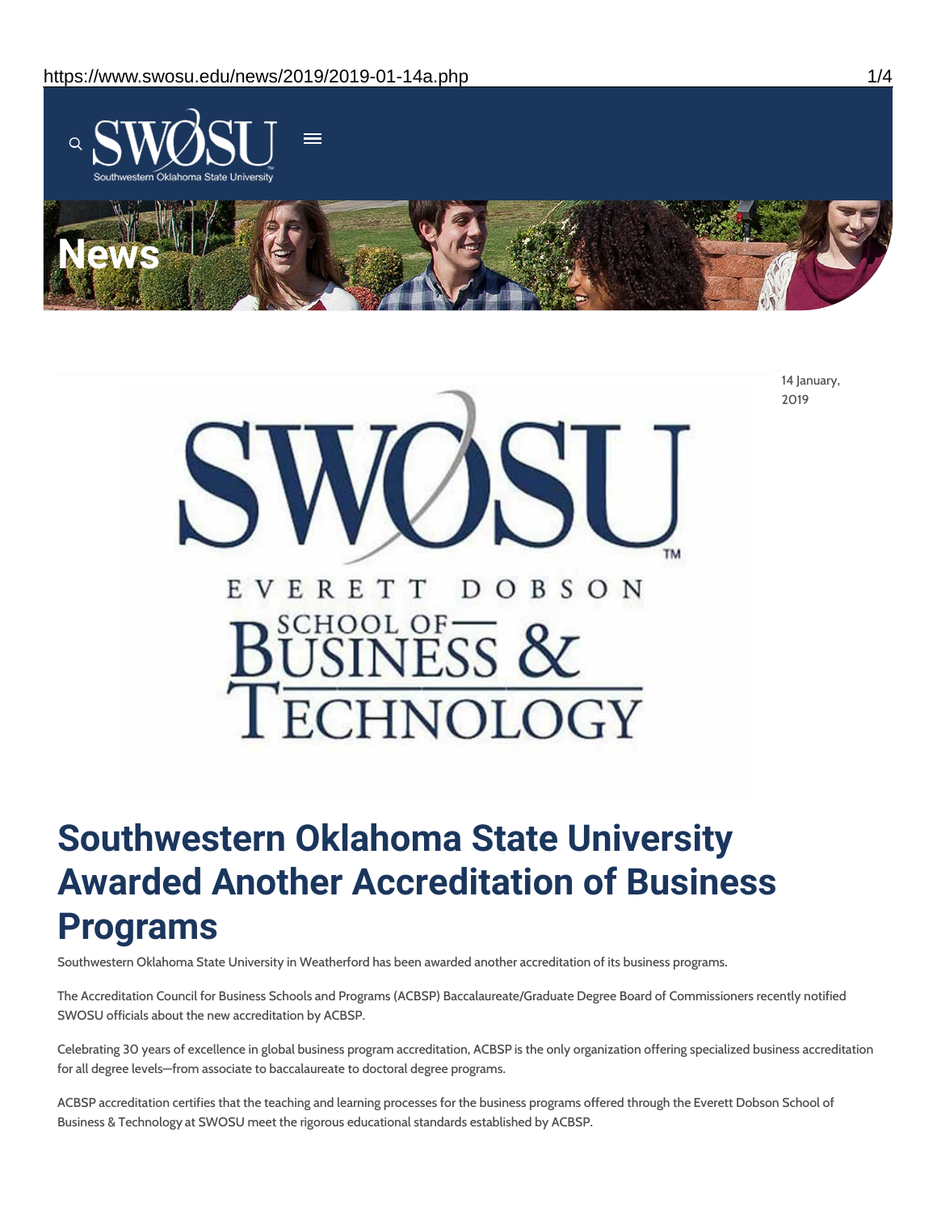# News

14 January, 2019

# Southwestern Oklahoma State University Awarded Another Accreditation of Business Programs

Southwestern Oklahoma State University in Weatherford has been awarded another accreditation of its business programs.

The Accreditation Council for Business Schools and Programs (ACBSP) Baccalaureate/Graduate Degree Board of Commissioners recently notified SWOSU officials about the new accreditation by ACBSP.

Celebrating 30 years of excellence in global business program accreditation, ACBSP is the only organization offering specialized business accreditation for all degree levels—from associate to baccalaureate to doctoral degree programs.

ACBSP accreditation certifies that the teaching and learning processes for the business programs offered through the Everett Dobson School of Business & Technology at SWOSU meet the rigorous educational standards established by ACBSP.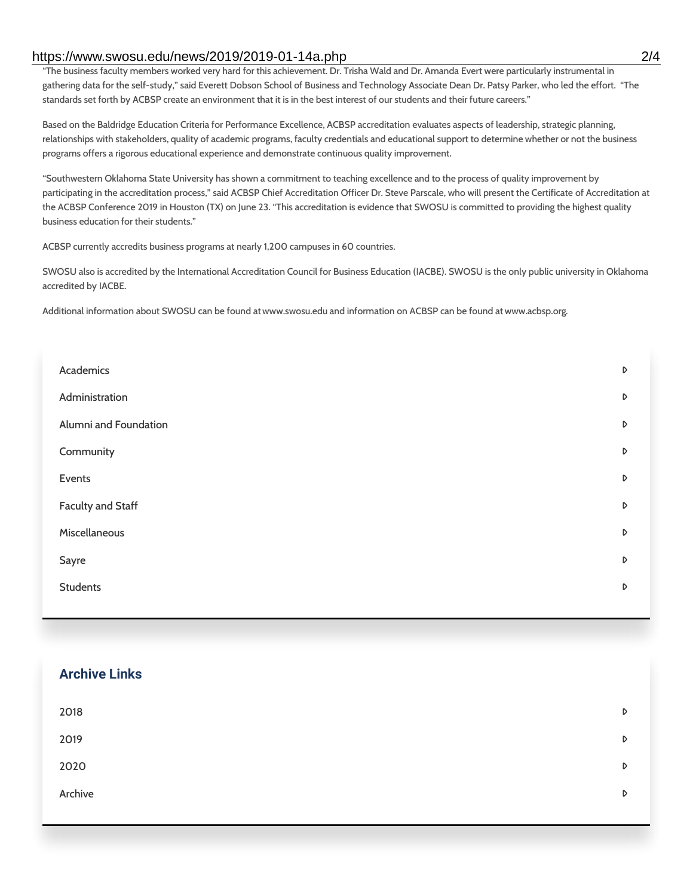"The business faculty members worked very hard for this achievement. Dr. Trisha Wald and Dr. Amanda Evert were particularly instrumental in gathering data for the self-study," said Everett Dobson School of Business and Technology Associate Dean Dr. Patsy Parker, who led the effort. "The standards set forth by ACBSP create an environment that it is in the best interest of our students and their future careers."

Based on the Baldridge Education Criteria for Performance Excellence, ACBSP accreditation evaluates aspects of leadership, strategic planning, relationships with stakeholders, quality of academic programs, faculty credentials and educational support to determine whether or not the business programs offers a rigorous educational experience and demonstrate continuous quality improvement.

"Southwestern Oklahoma State University has shown a commitment to teaching excellence and to the process of quality improvement by participating in the accreditation process," said ACBSP Chief Accreditation Officer Dr. Steve Parscale, who will present the Certificate of Accreditation at the ACBSP Conference 2019 in Houston (TX) on June 23. "This accreditation is evidence that SWOSU is committed to providing the highest quality business education for their students."

ACBSP currently accredits business programs at nearly 1,200 campuses in 60 countries.

SWOSU also is accredited by the International Accreditation Council for Business Education (IACBE). SWOSU is the only public university in Oklahoma accredited by IACBE.

Additional information about SWOSU can be found at www.swosu.edu and information on ACBSP can be found at www.acbsp.org.

- Academics
- Administration
- Alumni and Foundation
- Community
- Events
- Faculty and Staff
- Miscellaneous
- Sayre
- Students

## Archive Links

- 2018
- 2019
- 2020
- Archive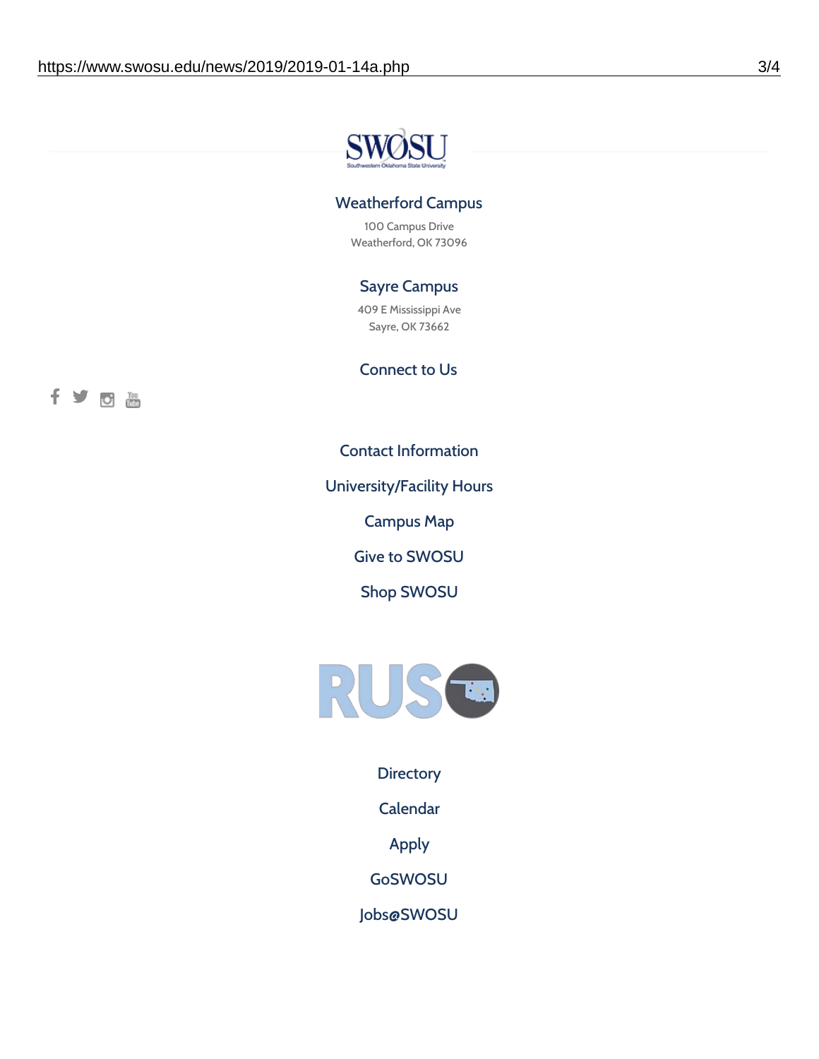### Weatherford Campus

100 Campus Drive
Weatherford, OK 73096

### Sayre Campus

409 E Mississippi Ave
Sayre, OK 73662

### Connect to Us

Contact Information

University/Facility Hours

Campus Map

Give to SWOSU

Shop SWOSU

Directory

Calendar

Apply

GoSWOSU

Jobs@SWOSU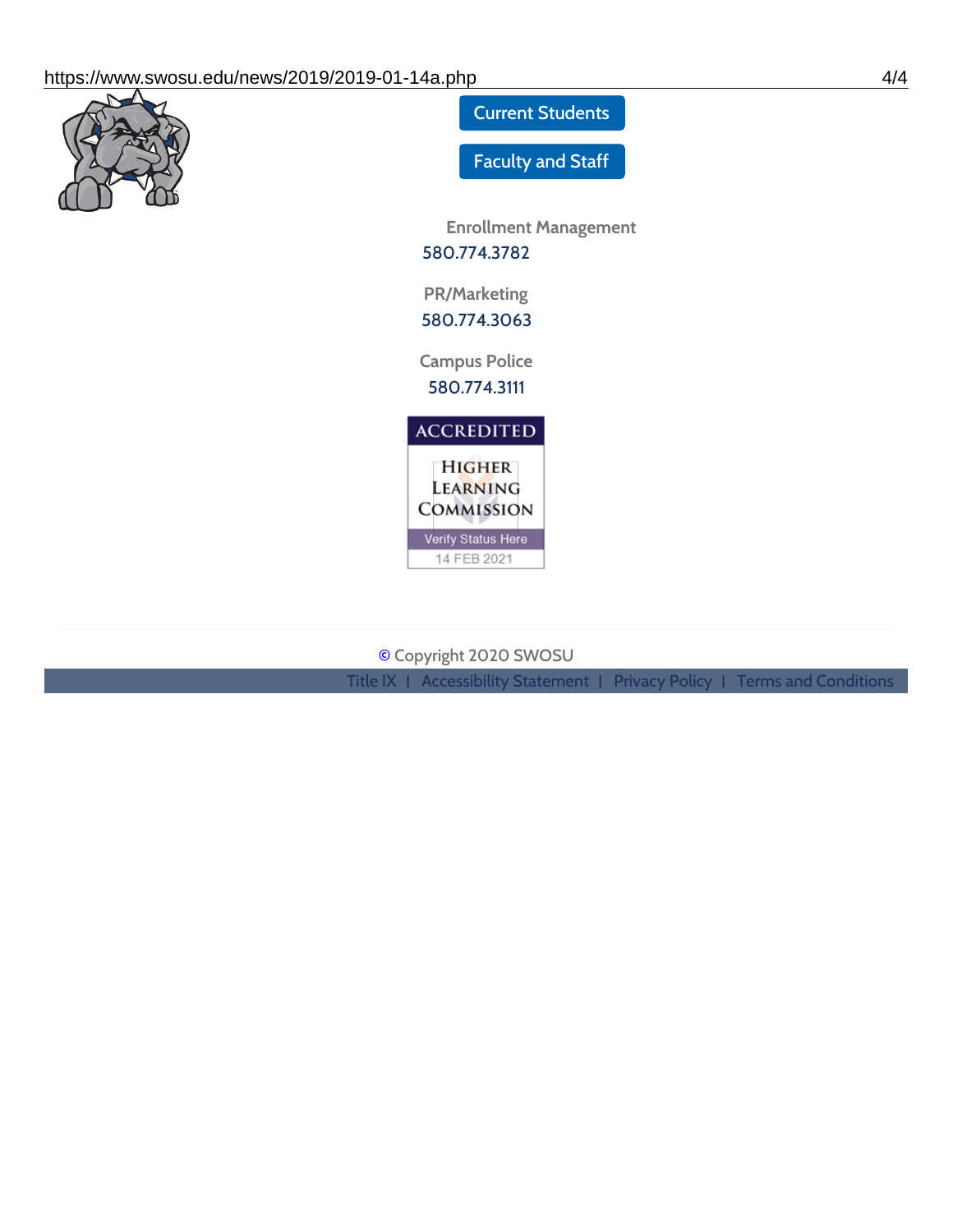Current Students

Faculty and Staff

Enrollment Management
580.774.3782

PR/Marketing
580.774.3063

Campus Police
580.774.3111

ACCREDITED

HIGHER LEARNING COMMISSION

Verify Status Here

14 FEB 2021

© Copyright 2020 SWOSU

Title IX | Accessibility Statement | Privacy Policy | Terms and Conditions